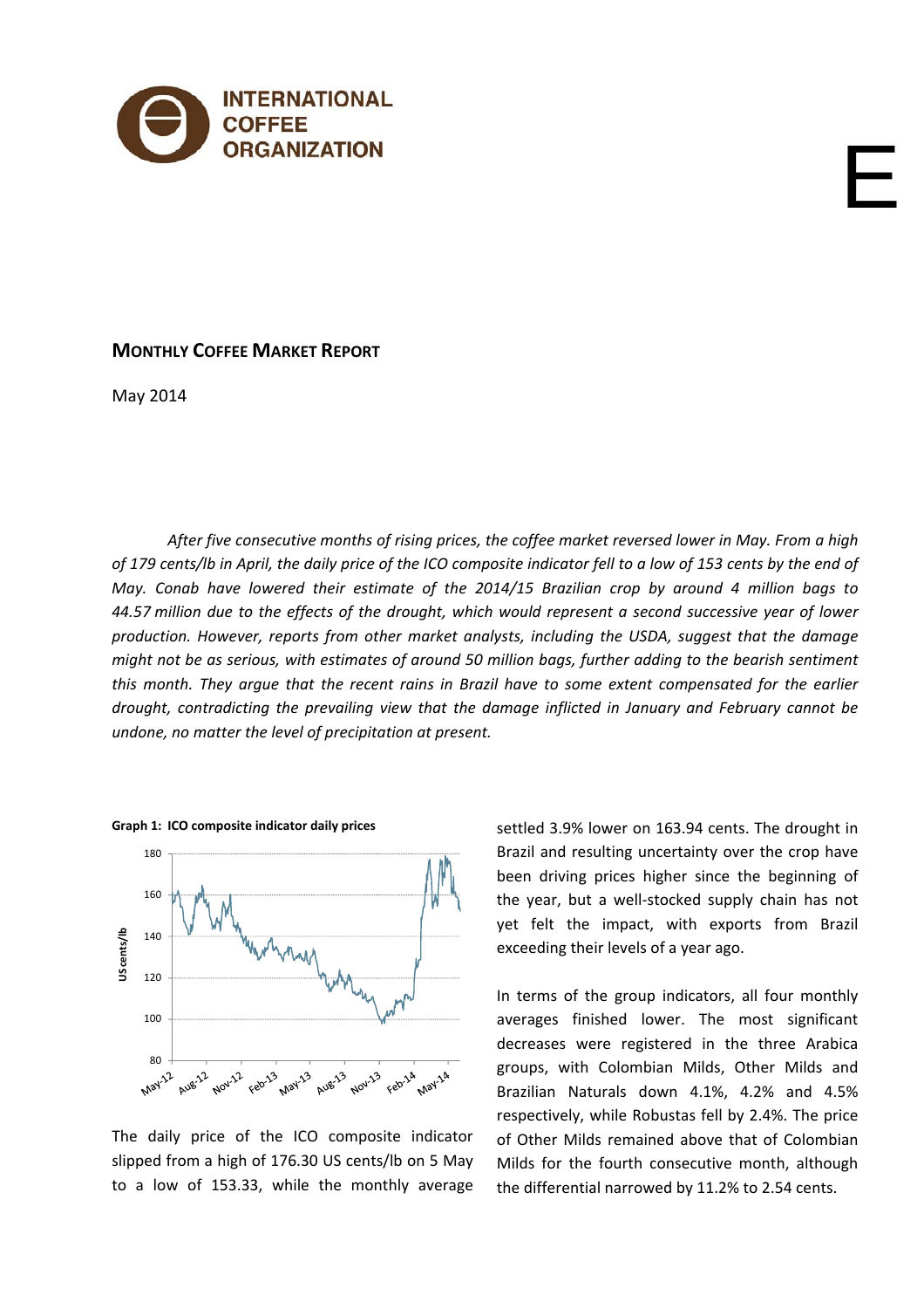INTERNATIONAL COFFEE ORGANIZATION

E

# MONTHLY COFFEE MARKET REPORT

May 2014

*After five consecutive months of rising prices, the coffee market reversed lower in May. From a high of 179 cents/lb in April, the daily price of the ICO composite indicator fell to a low of 153 cents by the end of May. Conab have lowered their estimate of the 2014/15 Brazilian crop by around 4 million bags to 44.57 million due to the effects of the drought, which would represent a second successive year of lower production. However, reports from other market analysts, including the USDA, suggest that the damage might not be as serious, with estimates of around 50 million bags, further adding to the bearish sentiment this month. They argue that the recent rains in Brazil have to some extent compensated for the earlier drought, contradicting the prevailing view that the damage inflicted in January and February cannot be undone, no matter the level of precipitation at present.*

**Graph 1: ICO composite indicator daily prices**

The daily price of the ICO composite indicator slipped from a high of 176.30 US cents/lb on 5 May to a low of 153.33, while the monthly average settled 3.9% lower on 163.94 cents. The drought in Brazil and resulting uncertainty over the crop have been driving prices higher since the beginning of the year, but a well-stocked supply chain has not yet felt the impact, with exports from Brazil exceeding their levels of a year ago.

In terms of the group indicators, all four monthly averages finished lower. The most significant decreases were registered in the three Arabica groups, with Colombian Milds, Other Milds and Brazilian Naturals down 4.1%, 4.2% and 4.5% respectively, while Robustas fell by 2.4%. The price of Other Milds remained above that of Colombian Milds for the fourth consecutive month, although the differential narrowed by 11.2% to 2.54 cents.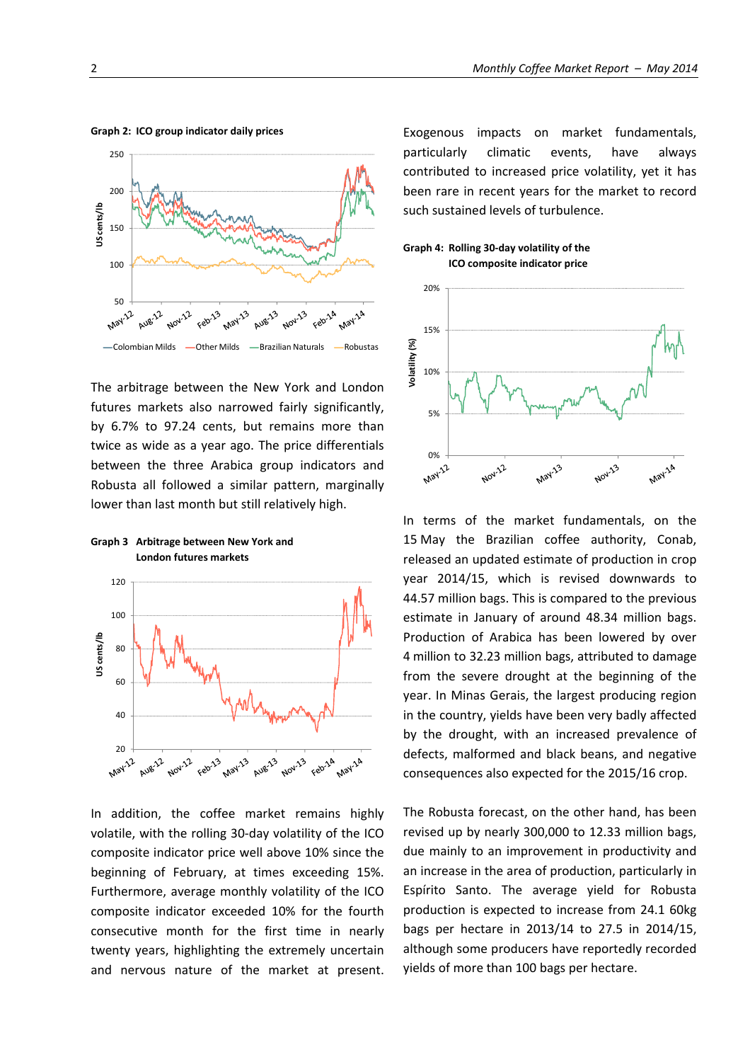**Graph 2: ICO group indicator daily prices**

The arbitrage between the New York and London futures markets also narrowed fairly significantly, by 6.7% to 97.24 cents, but remains more than twice as wide as a year ago. The price differentials between the three Arabica group indicators and Robusta all followed a similar pattern, marginally lower than last month but still relatively high.

**Graph 3 Arbitrage between New York and London futures markets**

In addition, the coffee market remains highly volatile, with the rolling 30-day volatility of the ICO composite indicator price well above 10% since the beginning of February, at times exceeding 15%. Furthermore, average monthly volatility of the ICO composite indicator exceeded 10% for the fourth consecutive month for the first time in nearly twenty years, highlighting the extremely uncertain and nervous nature of the market at present. Exogenous impacts on market fundamentals, particularly climatic events, have always contributed to increased price volatility, yet it has been rare in recent years for the market to record such sustained levels of turbulence.

**Graph 4: Rolling 30-day volatility of the ICO composite indicator price**

In terms of the market fundamentals, on the 15 May the Brazilian coffee authority, Conab, released an updated estimate of production in crop year 2014/15, which is revised downwards to 44.57 million bags. This is compared to the previous estimate in January of around 48.34 million bags. Production of Arabica has been lowered by over 4 million to 32.23 million bags, attributed to damage from the severe drought at the beginning of the year. In Minas Gerais, the largest producing region in the country, yields have been very badly affected by the drought, with an increased prevalence of defects, malformed and black beans, and negative consequences also expected for the 2015/16 crop.

The Robusta forecast, on the other hand, has been revised up by nearly 300,000 to 12.33 million bags, due mainly to an improvement in productivity and an increase in the area of production, particularly in Espírito Santo. The average yield for Robusta production is expected to increase from 24.1 60kg bags per hectare in 2013/14 to 27.5 in 2014/15, although some producers have reportedly recorded yields of more than 100 bags per hectare.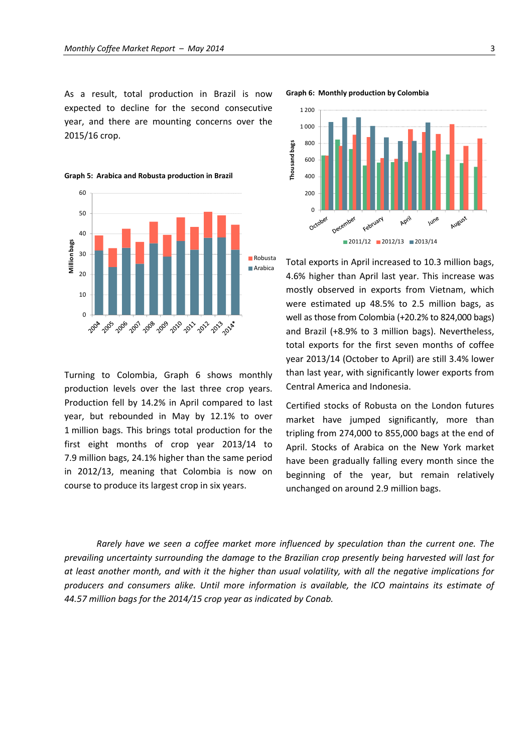As a result, total production in Brazil is now expected to decline for the second consecutive year, and there are mounting concerns over the 2015/16 crop.

**Graph 5: Arabica and Robusta production in Brazil**

**Graph 6: Monthly production by Colombia**

Turning to Colombia, Graph 6 shows monthly production levels over the last three crop years. Production fell by 14.2% in April compared to last year, but rebounded in May by 12.1% to over 1 million bags. This brings total production for the first eight months of crop year 2013/14 to 7.9 million bags, 24.1% higher than the same period in 2012/13, meaning that Colombia is now on course to produce its largest crop in six years.

Total exports in April increased to 10.3 million bags, 4.6% higher than April last year. This increase was mostly observed in exports from Vietnam, which were estimated up 48.5% to 2.5 million bags, as well as those from Colombia (+20.2% to 824,000 bags) and Brazil (+8.9% to 3 million bags). Nevertheless, total exports for the first seven months of coffee year 2013/14 (October to April) are still 3.4% lower than last year, with significantly lower exports from Central America and Indonesia.

Certified stocks of Robusta on the London futures market have jumped significantly, more than tripling from 274,000 to 855,000 bags at the end of April. Stocks of Arabica on the New York market have been gradually falling every month since the beginning of the year, but remain relatively unchanged on around 2.9 million bags.

*Rarely have we seen a coffee market more influenced by speculation than the current one. The prevailing uncertainty surrounding the damage to the Brazilian crop presently being harvested will last for at least another month, and with it the higher than usual volatility, with all the negative implications for producers and consumers alike. Until more information is available, the ICO maintains its estimate of 44.57 million bags for the 2014/15 crop year as indicated by Conab.*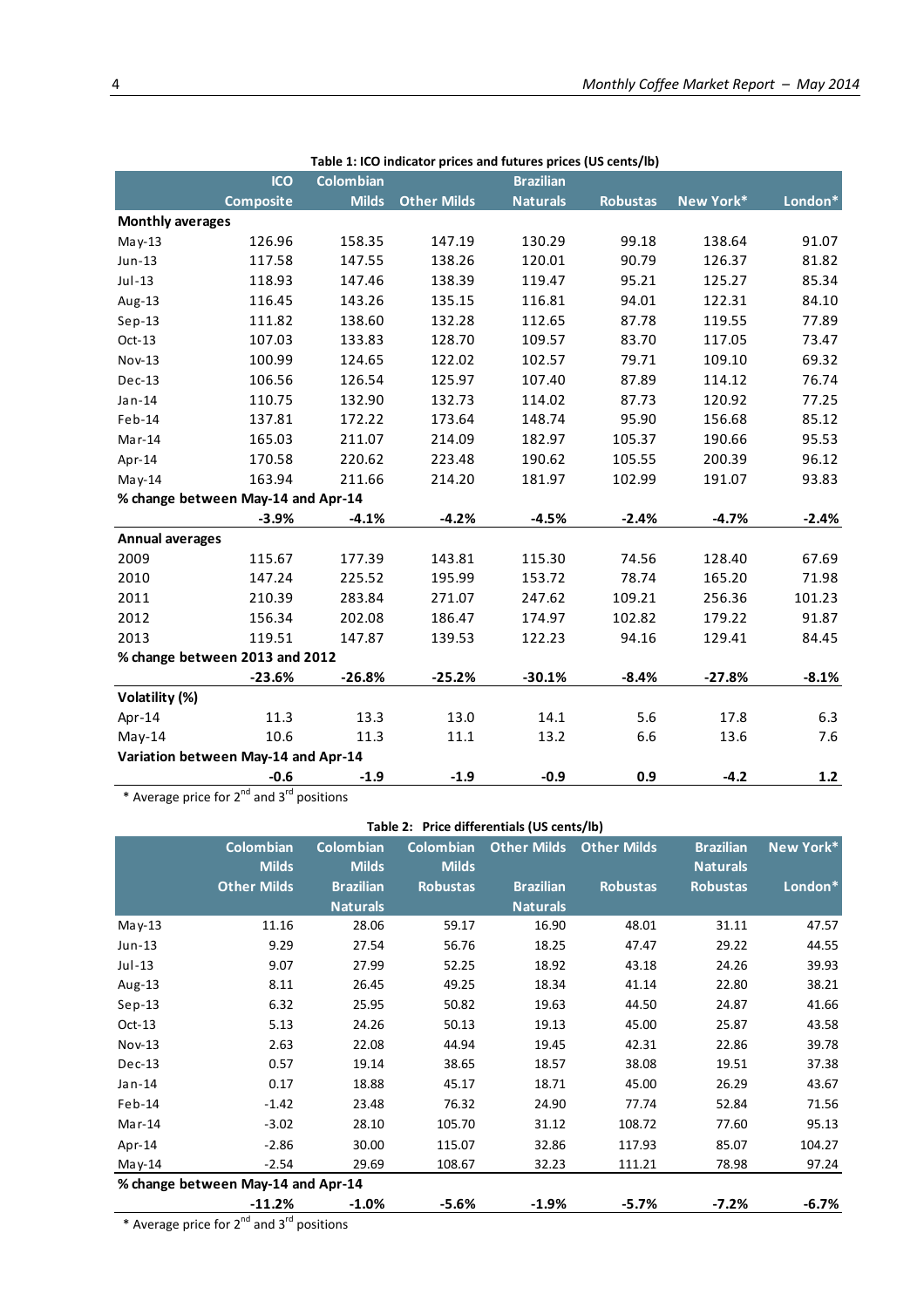**Table 1: ICO indicator prices and futures prices (US cents/lb)**

| | ICO Composite | Colombian Milds | Other Milds | Brazilian Naturals | Robustas | New York* | London* |
|---|---|---|---|---|---|---|---|
| **Monthly averages** | | | | | | | |
| May-13 | 126.96 | 158.35 | 147.19 | 130.29 | 99.18 | 138.64 | 91.07 |
| Jun-13 | 117.58 | 147.55 | 138.26 | 120.01 | 90.79 | 126.37 | 81.82 |
| Jul-13 | 118.93 | 147.46 | 138.39 | 119.47 | 95.21 | 125.27 | 85.34 |
| Aug-13 | 116.45 | 143.26 | 135.15 | 116.81 | 94.01 | 122.31 | 84.10 |
| Sep-13 | 111.82 | 138.60 | 132.28 | 112.65 | 87.78 | 119.55 | 77.89 |
| Oct-13 | 107.03 | 133.83 | 128.70 | 109.57 | 83.70 | 117.05 | 73.47 |
| Nov-13 | 100.99 | 124.65 | 122.02 | 102.57 | 79.71 | 109.10 | 69.32 |
| Dec-13 | 106.56 | 126.54 | 125.97 | 107.40 | 87.89 | 114.12 | 76.74 |
| Jan-14 | 110.75 | 132.90 | 132.73 | 114.02 | 87.73 | 120.92 | 77.25 |
| Feb-14 | 137.81 | 172.22 | 173.64 | 148.74 | 95.90 | 156.68 | 85.12 |
| Mar-14 | 165.03 | 211.07 | 214.09 | 182.97 | 105.37 | 190.66 | 95.53 |
| Apr-14 | 170.58 | 220.62 | 223.48 | 190.62 | 105.55 | 200.39 | 96.12 |
| May-14 | 163.94 | 211.66 | 214.20 | 181.97 | 102.99 | 191.07 | 93.83 |
| **% change between May-14 and Apr-14** | | | | | | | |
| | **-3.9%** | **-4.1%** | **-4.2%** | **-4.5%** | **-2.4%** | **-4.7%** | **-2.4%** |
| **Annual averages** | | | | | | | |
| 2009 | 115.67 | 177.39 | 143.81 | 115.30 | 74.56 | 128.40 | 67.69 |
| 2010 | 147.24 | 225.52 | 195.99 | 153.72 | 78.74 | 165.20 | 71.98 |
| 2011 | 210.39 | 283.84 | 271.07 | 247.62 | 109.21 | 256.36 | 101.23 |
| 2012 | 156.34 | 202.08 | 186.47 | 174.97 | 102.82 | 179.22 | 91.87 |
| 2013 | 119.51 | 147.87 | 139.53 | 122.23 | 94.16 | 129.41 | 84.45 |
| **% change between 2013 and 2012** | | | | | | | |
| | **-23.6%** | **-26.8%** | **-25.2%** | **-30.1%** | **-8.4%** | **-27.8%** | **-8.1%** |
| **Volatility (%)** | | | | | | | |
| Apr-14 | 11.3 | 13.3 | 13.0 | 14.1 | 5.6 | 17.8 | 6.3 |
| May-14 | 10.6 | 11.3 | 11.1 | 13.2 | 6.6 | 13.6 | 7.6 |
| **Variation between May-14 and Apr-14** | | | | | | | |
| | **-0.6** | **-1.9** | **-1.9** | **-0.9** | **0.9** | **-4.2** | **1.2** |

\* Average price for 2nd and 3rd positions

**Table 2: Price differentials (US cents/lb)**

| | Colombian Milds / Other Milds | Colombian Milds / Brazilian Naturals | Colombian Milds / Robustas | Other Milds / Brazilian Naturals | Other Milds / Robustas | Brazilian Naturals / Robustas | New York* / London* |
|---|---|---|---|---|---|---|---|
| May-13 | 11.16 | 28.06 | 59.17 | 16.90 | 48.01 | 31.11 | 47.57 |
| Jun-13 | 9.29 | 27.54 | 56.76 | 18.25 | 47.47 | 29.22 | 44.55 |
| Jul-13 | 9.07 | 27.99 | 52.25 | 18.92 | 43.18 | 24.26 | 39.93 |
| Aug-13 | 8.11 | 26.45 | 49.25 | 18.34 | 41.14 | 22.80 | 38.21 |
| Sep-13 | 6.32 | 25.95 | 50.82 | 19.63 | 44.50 | 24.87 | 41.66 |
| Oct-13 | 5.13 | 24.26 | 50.13 | 19.13 | 45.00 | 25.87 | 43.58 |
| Nov-13 | 2.63 | 22.08 | 44.94 | 19.45 | 42.31 | 22.86 | 39.78 |
| Dec-13 | 0.57 | 19.14 | 38.65 | 18.57 | 38.08 | 19.51 | 37.38 |
| Jan-14 | 0.17 | 18.88 | 45.17 | 18.71 | 45.00 | 26.29 | 43.67 |
| Feb-14 | -1.42 | 23.48 | 76.32 | 24.90 | 77.74 | 52.84 | 71.56 |
| Mar-14 | -3.02 | 28.10 | 105.70 | 31.12 | 108.72 | 77.60 | 95.13 |
| Apr-14 | -2.86 | 30.00 | 115.07 | 32.86 | 117.93 | 85.07 | 104.27 |
| May-14 | -2.54 | 29.69 | 108.67 | 32.23 | 111.21 | 78.98 | 97.24 |
| **% change between May-14 and Apr-14** | | | | | | | |
| | **-11.2%** | **-1.0%** | **-5.6%** | **-1.9%** | **-5.7%** | **-7.2%** | **-6.7%** |

\* Average price for 2nd and 3rd positions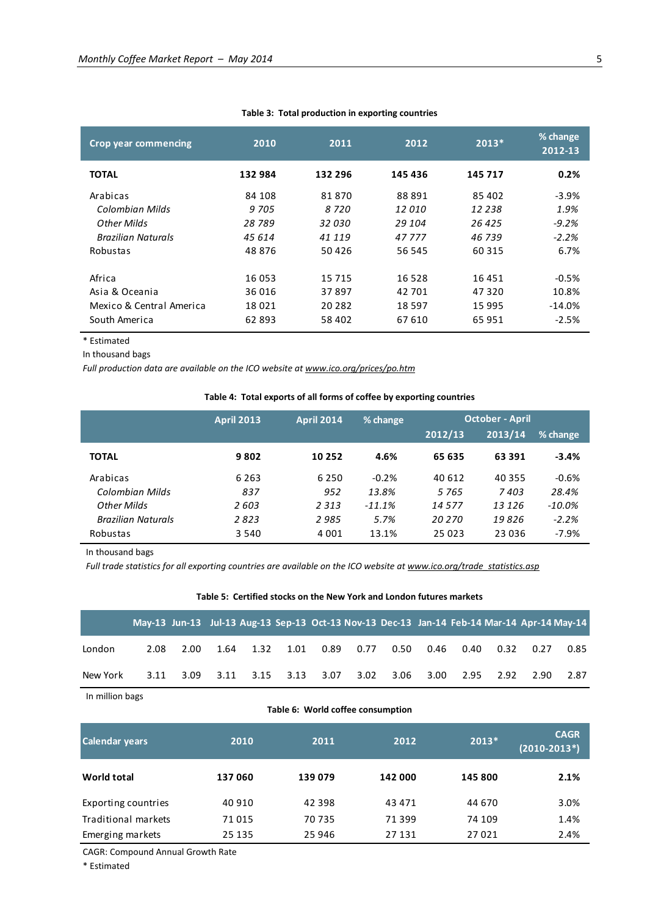**Table 3: Total production in exporting countries**

| Crop year commencing | 2010 | 2011 | 2012 | 2013* | % change 2012-13 |
|---|---|---|---|---|---|
| **TOTAL** | **132 984** | **132 296** | **145 436** | **145 717** | **0.2%** |
| Arabicas | 84 108 | 81 870 | 88 891 | 85 402 | -3.9% |
| *Colombian Milds* | *9 705* | *8 720* | *12 010* | *12 238* | *1.9%* |
| *Other Milds* | *28 789* | *32 030* | *29 104* | *26 425* | *-9.2%* |
| *Brazilian Naturals* | *45 614* | *41 119* | *47 777* | *46 739* | *-2.2%* |
| Robustas | 48 876 | 50 426 | 56 545 | 60 315 | 6.7% |
| Africa | 16 053 | 15 715 | 16 528 | 16 451 | -0.5% |
| Asia & Oceania | 36 016 | 37 897 | 42 701 | 47 320 | 10.8% |
| Mexico & Central America | 18 021 | 20 282 | 18 597 | 15 995 | -14.0% |
| South America | 62 893 | 58 402 | 67 610 | 65 951 | -2.5% |

\* Estimated

In thousand bags

*Full production data are available on the ICO website at www.ico.org/prices/po.htm*

**Table 4: Total exports of all forms of coffee by exporting countries**

| | April 2013 | April 2014 | % change | October - April | | |
|---|---|---|---|---|---|---|
| | | | | 2012/13 | 2013/14 | % change |
| **TOTAL** | **9 802** | **10 252** | **4.6%** | **65 635** | **63 391** | **-3.4%** |
| Arabicas | 6 263 | 6 250 | -0.2% | 40 612 | 40 355 | -0.6% |
| *Colombian Milds* | *837* | *952* | *13.8%* | *5 765* | *7 403* | *28.4%* |
| *Other Milds* | *2 603* | *2 313* | *-11.1%* | *14 577* | *13 126* | *-10.0%* |
| *Brazilian Naturals* | *2 823* | *2 985* | *5.7%* | *20 270* | *19 826* | *-2.2%* |
| Robustas | 3 540 | 4 001 | 13.1% | 25 023 | 23 036 | -7.9% |

In thousand bags

*Full trade statistics for all exporting countries are available on the ICO website at www.ico.org/trade_statistics.asp*

**Table 5: Certified stocks on the New York and London futures markets**

| | May-13 | Jun-13 | Jul-13 | Aug-13 | Sep-13 | Oct-13 | Nov-13 | Dec-13 | Jan-14 | Feb-14 | Mar-14 | Apr-14 | May-14 |
|---|---|---|---|---|---|---|---|---|---|---|---|---|---|
| London | 2.08 | 2.00 | 1.64 | 1.32 | 1.01 | 0.89 | 0.77 | 0.50 | 0.46 | 0.40 | 0.32 | 0.27 | 0.85 |
| New York | 3.11 | 3.09 | 3.11 | 3.15 | 3.13 | 3.07 | 3.02 | 3.06 | 3.00 | 2.95 | 2.92 | 2.90 | 2.87 |

In million bags

**Table 6: World coffee consumption**

| Calendar years | 2010 | 2011 | 2012 | 2013* | CAGR (2010-2013*) |
|---|---|---|---|---|---|
| **World total** | **137 060** | **139 079** | **142 000** | **145 800** | **2.1%** |
| Exporting countries | 40 910 | 42 398 | 43 471 | 44 670 | 3.0% |
| Traditional markets | 71 015 | 70 735 | 71 399 | 74 109 | 1.4% |
| Emerging markets | 25 135 | 25 946 | 27 131 | 27 021 | 2.4% |

CAGR: Compound Annual Growth Rate

\* Estimated